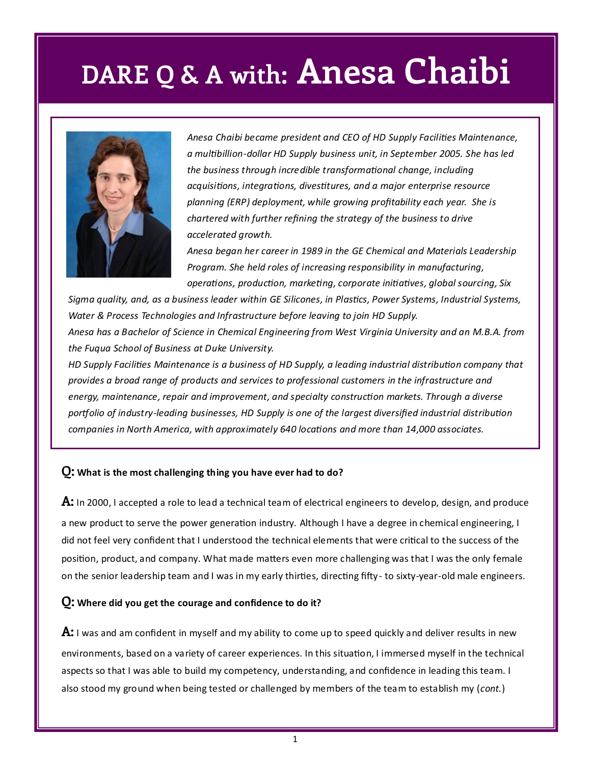# DARE Q & A with: Anesa Chaibi

*Anesa Chaibi became president and CEO of HD Supply Facilities Maintenance, a multibillion-dollar HD Supply business unit, in September 2005. She has led the business through incredible transformational change, including acquisitions, integrations, divestitures, and a major enterprise resource planning (ERP) deployment, while growing profitability each year. She is chartered with further refining the strategy of the business to drive accelerated growth.*

*Anesa began her career in 1989 in the GE Chemical and Materials Leadership Program. She held roles of increasing responsibility in manufacturing, operations, production, marketing, corporate initiatives, global sourcing, Six Sigma quality, and, as a business leader within GE Silicones, in Plastics, Power Systems, Industrial Systems, Water & Process Technologies and Infrastructure before leaving to join HD Supply.*

*Anesa has a Bachelor of Science in Chemical Engineering from West Virginia University and an M.B.A. from the Fuqua School of Business at Duke University.*

*HD Supply Facilities Maintenance is a business of HD Supply, a leading industrial distribution company that provides a broad range of products and services to professional customers in the infrastructure and energy, maintenance, repair and improvement, and specialty construction markets. Through a diverse portfolio of industry-leading businesses, HD Supply is one of the largest diversified industrial distribution companies in North America, with approximately 640 locations and more than 14,000 associates.*

**Q: What is the most challenging thing you have ever had to do?**

**A:** In 2000, I accepted a role to lead a technical team of electrical engineers to develop, design, and produce a new product to serve the power generation industry. Although I have a degree in chemical engineering, I did not feel very confident that I understood the technical elements that were critical to the success of the position, product, and company. What made matters even more challenging was that I was the only female on the senior leadership team and I was in my early thirties, directing fifty- to sixty-year-old male engineers.

**Q: Where did you get the courage and confidence to do it?**

**A:** I was and am confident in myself and my ability to come up to speed quickly and deliver results in new environments, based on a variety of career experiences. In this situation, I immersed myself in the technical aspects so that I was able to build my competency, understanding, and confidence in leading this team. I also stood my ground when being tested or challenged by members of the team to establish my (*cont.*)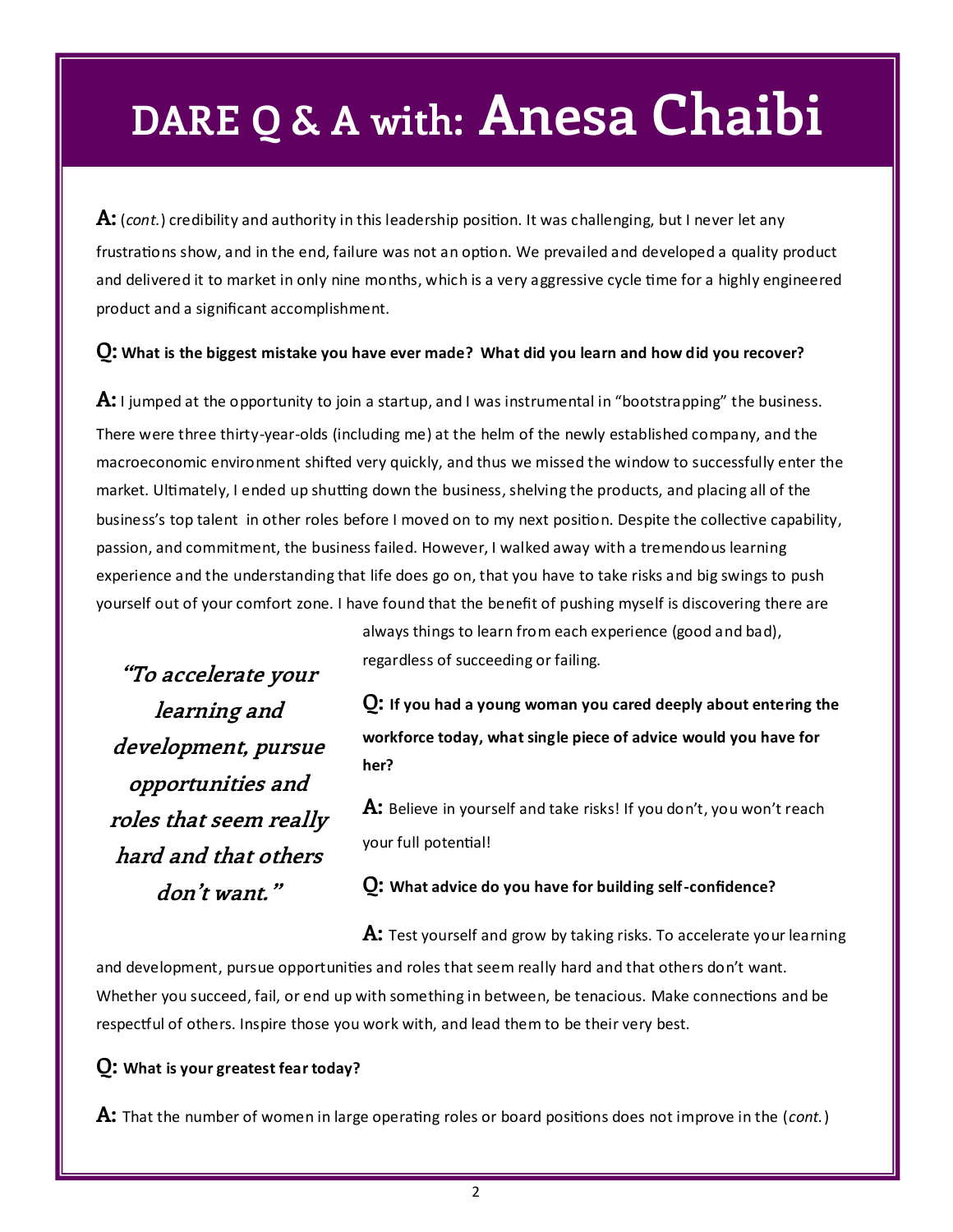# DARE Q & A with: Anesa Chaibi

**A:** (*cont.*) credibility and authority in this leadership position. It was challenging, but I never let any frustrations show, and in the end, failure was not an option. We prevailed and developed a quality product and delivered it to market in only nine months, which is a very aggressive cycle time for a highly engineered product and a significant accomplishment.

**Q: What is the biggest mistake you have ever made? What did you learn and how did you recover?**

**A:** I jumped at the opportunity to join a startup, and I was instrumental in "bootstrapping" the business. There were three thirty-year-olds (including me) at the helm of the newly established company, and the macroeconomic environment shifted very quickly, and thus we missed the window to successfully enter the market. Ultimately, I ended up shutting down the business, shelving the products, and placing all of the business's top talent in other roles before I moved on to my next position. Despite the collective capability, passion, and commitment, the business failed. However, I walked away with a tremendous learning experience and the understanding that life does go on, that you have to take risks and big swings to push yourself out of your comfort zone. I have found that the benefit of pushing myself is discovering there are always things to learn from each experience (good and bad), regardless of succeeding or failing.

> ***"To accelerate your learning and development, pursue opportunities and roles that seem really hard and that others don't want."***

**Q: If you had a young woman you cared deeply about entering the workforce today, what single piece of advice would you have for her?**

**A:** Believe in yourself and take risks! If you don't, you won't reach your full potential!

**Q: What advice do you have for building self-confidence?**

**A:** Test yourself and grow by taking risks. To accelerate your learning and development, pursue opportunities and roles that seem really hard and that others don't want. Whether you succeed, fail, or end up with something in between, be tenacious. Make connections and be respectful of others. Inspire those you work with, and lead them to be their very best.

**Q: What is your greatest fear today?**

**A:** That the number of women in large operating roles or board positions does not improve in the (*cont.*)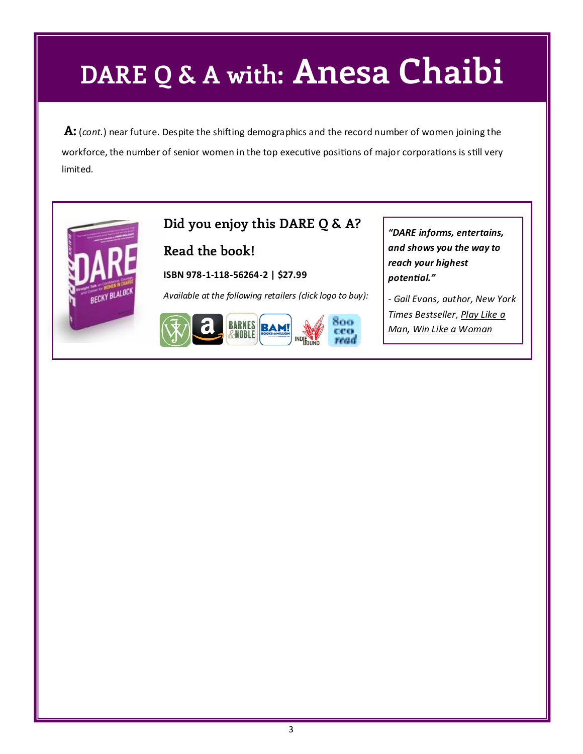# DARE Q & A with: Anesa Chaibi

**A:** (*cont.*) near future. Despite the shifting demographics and the record number of women joining the workforce, the number of senior women in the top executive positions of major corporations is still very limited.

## Did you enjoy this DARE Q & A?

## Read the book!

**ISBN 978-1-118-56264-2 | $27.99**

*Available at the following retailers (click logo to buy):*

***"DARE informs, entertains, and shows you the way to reach your highest potential."***

*- Gail Evans, author, New York Times Bestseller, Play Like a Man, Win Like a Woman*